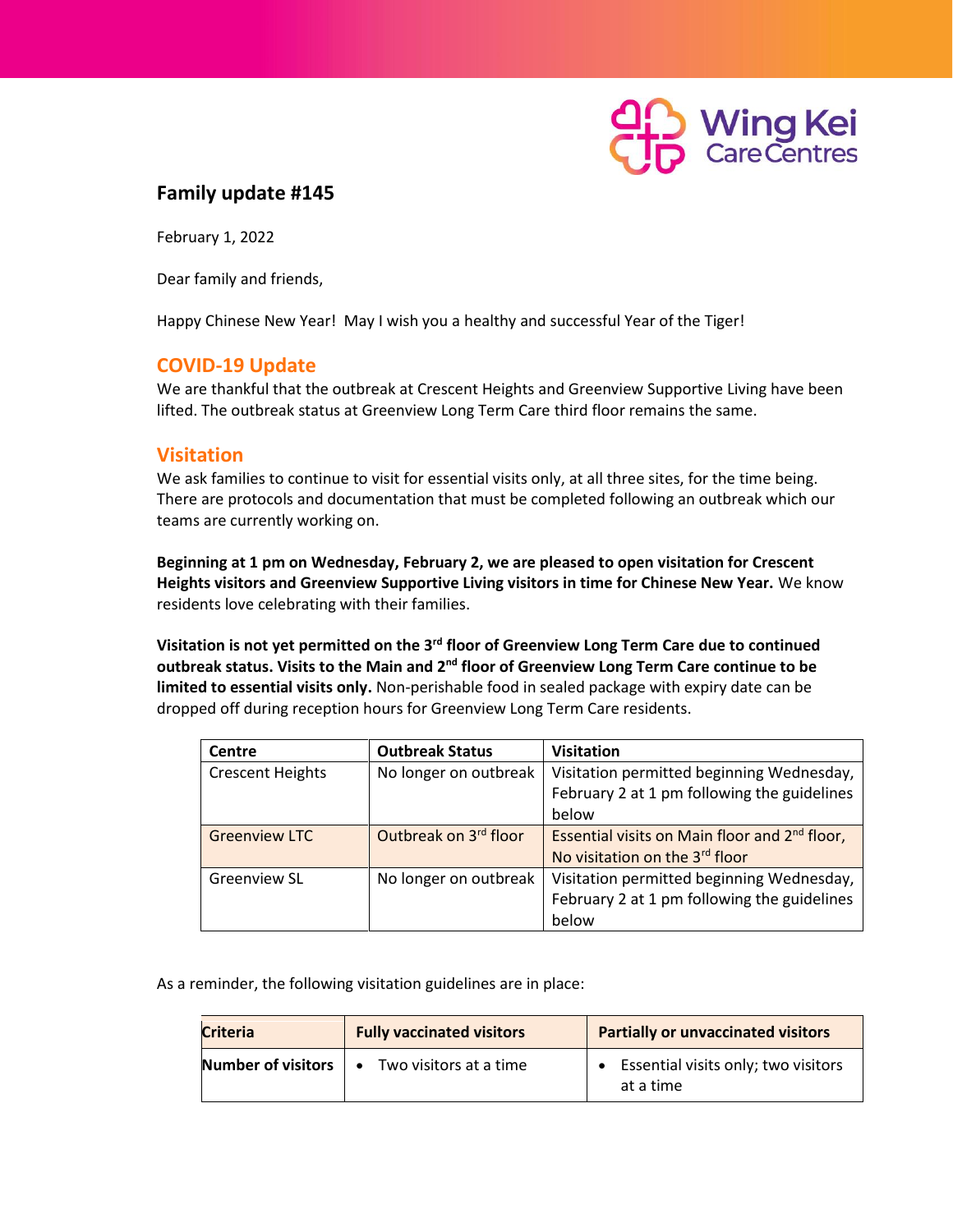Wing Kei Care Centres

## Family update #145

February 1, 2022

Dear family and friends,

Happy Chinese New Year! May I wish you a healthy and successful Year of the Tiger!

## COVID-19 Update

We are thankful that the outbreak at Crescent Heights and Greenview Supportive Living have been lifted. The outbreak status at Greenview Long Term Care third floor remains the same.

## Visitation

We ask families to continue to visit for essential visits only, at all three sites, for the time being. There are protocols and documentation that must be completed following an outbreak which our teams are currently working on.

**Beginning at 1 pm on Wednesday, February 2, we are pleased to open visitation for Crescent Heights visitors and Greenview Supportive Living visitors in time for Chinese New Year.** We know residents love celebrating with their families.

**Visitation is not yet permitted on the 3rd floor of Greenview Long Term Care due to continued outbreak status. Visits to the Main and 2nd floor of Greenview Long Term Care continue to be limited to essential visits only.** Non-perishable food in sealed package with expiry date can be dropped off during reception hours for Greenview Long Term Care residents.

| Centre | Outbreak Status | Visitation |
|---|---|---|
| Crescent Heights | No longer on outbreak | Visitation permitted beginning Wednesday, February 2 at 1 pm following the guidelines below |
| Greenview LTC | Outbreak on 3rd floor | Essential visits on Main floor and 2nd floor, No visitation on the 3rd floor |
| Greenview SL | No longer on outbreak | Visitation permitted beginning Wednesday, February 2 at 1 pm following the guidelines below |

As a reminder, the following visitation guidelines are in place:

| Criteria | Fully vaccinated visitors | Partially or unvaccinated visitors |
|---|---|---|
| **Number of visitors** | • Two visitors at a time | • Essential visits only; two visitors at a time |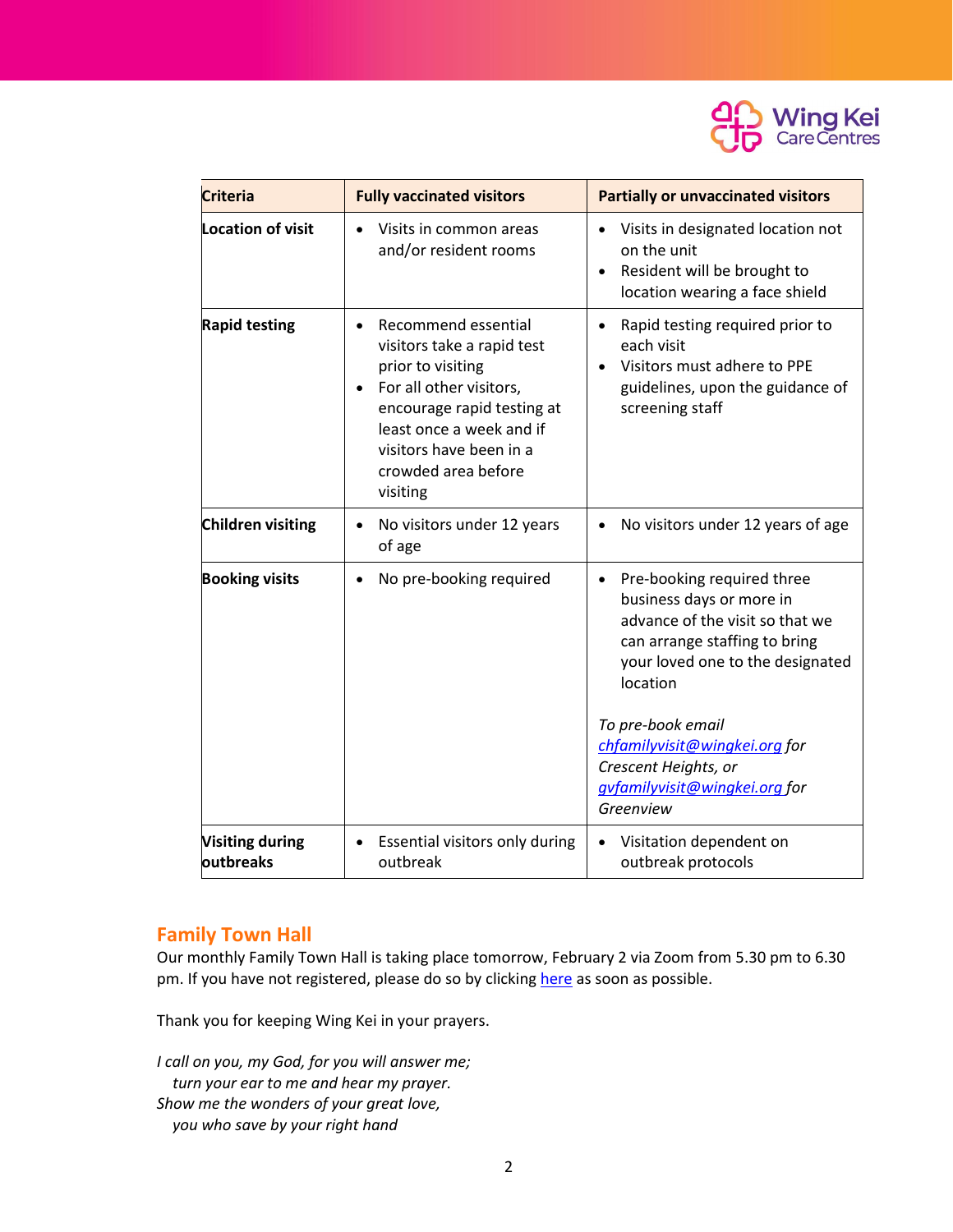| Criteria | Fully vaccinated visitors | Partially or unvaccinated visitors |
| --- | --- | --- |
| **Location of visit** | • Visits in common areas and/or resident rooms | • Visits in designated location not on the unit<br>• Resident will be brought to location wearing a face shield |
| **Rapid testing** | • Recommend essential visitors take a rapid test prior to visiting<br>• For all other visitors, encourage rapid testing at least once a week and if visitors have been in a crowded area before visiting | • Rapid testing required prior to each visit<br>• Visitors must adhere to PPE guidelines, upon the guidance of screening staff |
| **Children visiting** | • No visitors under 12 years of age | • No visitors under 12 years of age |
| **Booking visits** | • No pre-booking required | • Pre-booking required three business days or more in advance of the visit so that we can arrange staffing to bring your loved one to the designated location<br><br>*To pre-book email [chfamilyvisit@wingkei.org](mailto:chfamilyvisit@wingkei.org) for Crescent Heights, or [gvfamilyvisit@wingkei.org](mailto:gvfamilyvisit@wingkei.org) for Greenview* |
| **Visiting during outbreaks** | • Essential visitors only during outbreak | • Visitation dependent on outbreak protocols |

## Family Town Hall

Our monthly Family Town Hall is taking place tomorrow, February 2 via Zoom from 5.30 pm to 6.30 pm. If you have not registered, please do so by clicking here as soon as possible.

Thank you for keeping Wing Kei in your prayers.

*I call on you, my God, for you will answer me;*
*turn your ear to me and hear my prayer.*
*Show me the wonders of your great love,*
*you who save by your right hand*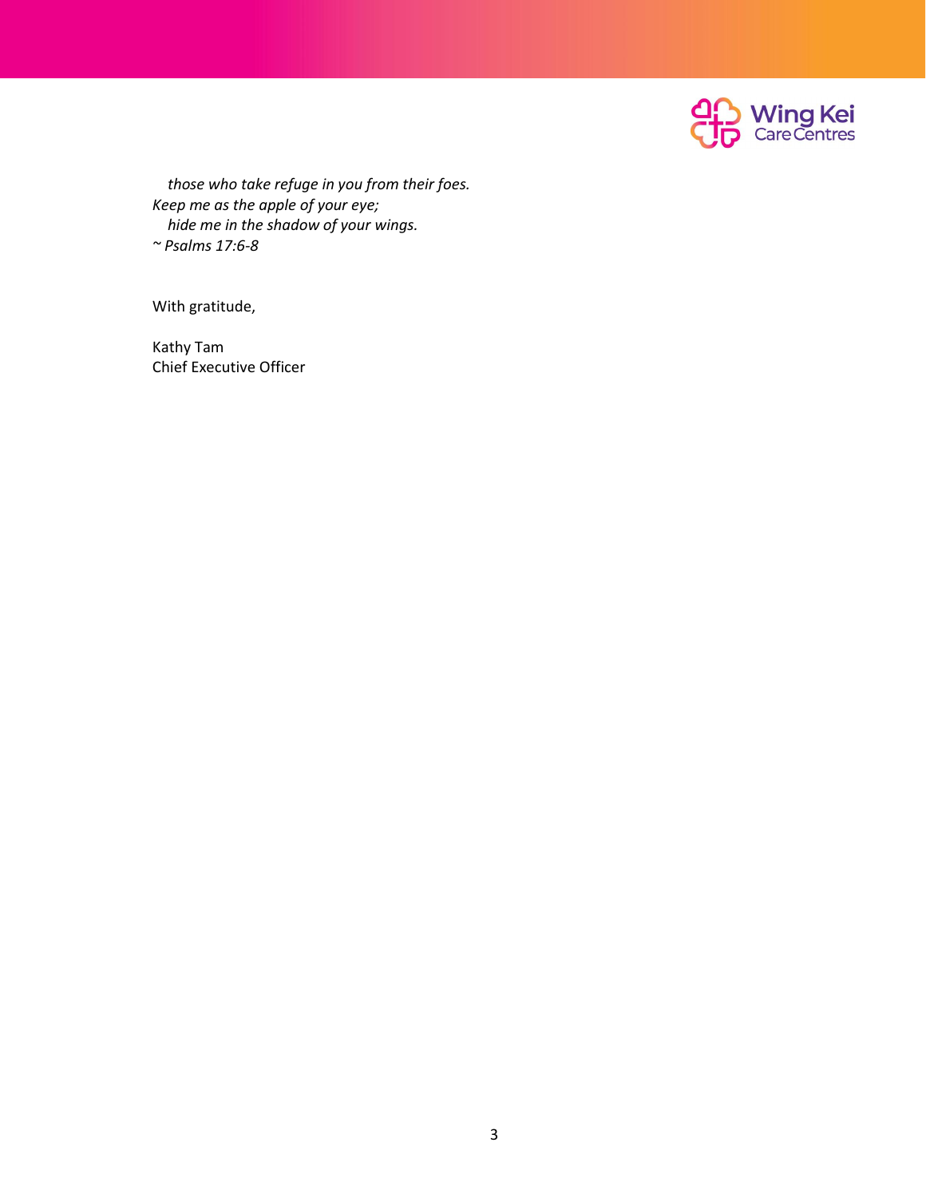*those who take refuge in you from their foes.*
*Keep me as the apple of your eye;*
*hide me in the shadow of your wings.*
*~ Psalms 17:6-8*

With gratitude,

Kathy Tam
Chief Executive Officer